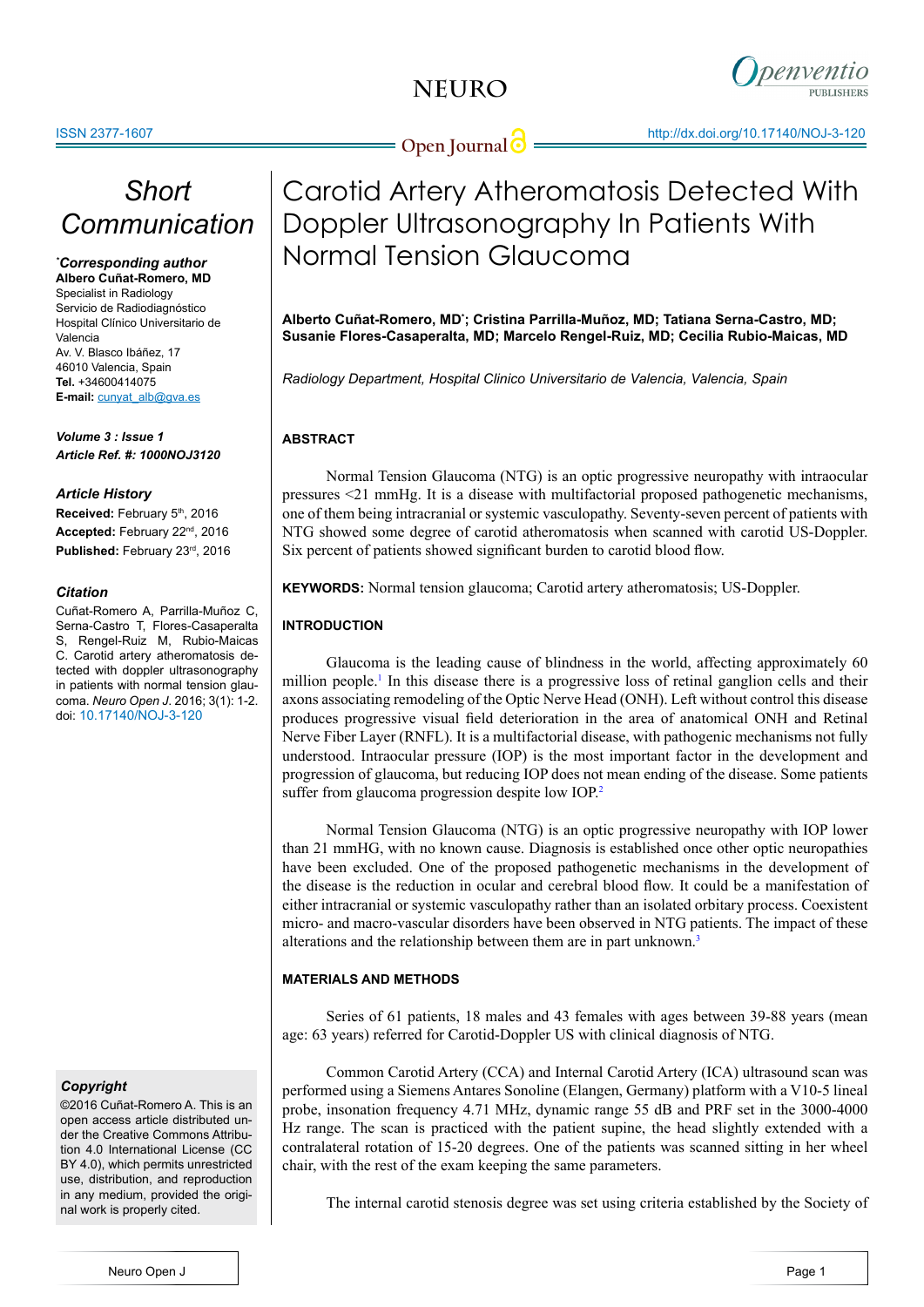# Carotid Artery Atheromatosis Detected With Doppler Ultrasonography In Patients With Normal Tension Glaucoma

**Short Communication**

**Alberto Cuñat-Romero, MD*; Cristina Parrilla-Muñoz, MD; Tatiana Serna-Castro, MD; Susanie Flores-Casaperalta, MD; Marcelo Rengel-Ruiz, MD; Cecilia Rubio-Maicas, MD**

*Radiology Department, Hospital Clinico Universitario de Valencia, Valencia, Spain*

***Corresponding author**
**Albero Cuñat-Romero, MD**
Specialist in Radiology
Servicio de Radiodiagnóstico
Hospital Clínico Universitario de Valencia
Av. V. Blasco Ibáñez, 17
46010 Valencia, Spain
**Tel.** +34600414075
**E-mail:** cunyat_alb@gva.es

***Volume 3 : Issue 1***
***Article Ref. #: 1000NOJ3120***

***Article History***
**Received:** February 5th, 2016
**Accepted:** February 22nd, 2016
**Published:** February 23rd, 2016

***Citation***
Cuñat-Romero A, Parrilla-Muñoz C, Serna-Castro T, Flores-Casaperalta S, Rengel-Ruiz M, Rubio-Maicas C. Carotid artery atheromatosis detected with doppler ultrasonography in patients with normal tension glaucoma. *Neuro Open J*. 2016; 3(1): 1-2. doi: 10.17140/NOJ-3-120

***Copyright***
©2016 Cuñat-Romero A. This is an open access article distributed under the Creative Commons Attribution 4.0 International License (CC BY 4.0), which permits unrestricted use, distribution, and reproduction in any medium, provided the original work is properly cited.

## ABSTRACT

Normal Tension Glaucoma (NTG) is an optic progressive neuropathy with intraocular pressures <21 mmHg. It is a disease with multifactorial proposed pathogenetic mechanisms, one of them being intracranial or systemic vasculopathy. Seventy-seven percent of patients with NTG showed some degree of carotid atheromatosis when scanned with carotid US-Doppler. Six percent of patients showed significant burden to carotid blood flow.

**KEYWORDS:** Normal tension glaucoma; Carotid artery atheromatosis; US-Doppler.

## INTRODUCTION

Glaucoma is the leading cause of blindness in the world, affecting approximately 60 million people.[1] In this disease there is a progressive loss of retinal ganglion cells and their axons associating remodeling of the Optic Nerve Head (ONH). Left without control this disease produces progressive visual field deterioration in the area of anatomical ONH and Retinal Nerve Fiber Layer (RNFL). It is a multifactorial disease, with pathogenic mechanisms not fully understood. Intraocular pressure (IOP) is the most important factor in the development and progression of glaucoma, but reducing IOP does not mean ending of the disease. Some patients suffer from glaucoma progression despite low IOP.[2]

Normal Tension Glaucoma (NTG) is an optic progressive neuropathy with IOP lower than 21 mmHG, with no known cause. Diagnosis is established once other optic neuropathies have been excluded. One of the proposed pathogenetic mechanisms in the development of the disease is the reduction in ocular and cerebral blood flow. It could be a manifestation of either intracranial or systemic vasculopathy rather than an isolated orbitary process. Coexistent micro- and macro-vascular disorders have been observed in NTG patients. The impact of these alterations and the relationship between them are in part unknown.[3]

## MATERIALS AND METHODS

Series of 61 patients, 18 males and 43 females with ages between 39-88 years (mean age: 63 years) referred for Carotid-Doppler US with clinical diagnosis of NTG.

Common Carotid Artery (CCA) and Internal Carotid Artery (ICA) ultrasound scan was performed using a Siemens Antares Sonoline (Elangen, Germany) platform with a V10-5 lineal probe, insonation frequency 4.71 MHz, dynamic range 55 dB and PRF set in the 3000-4000 Hz range. The scan is practiced with the patient supine, the head slightly extended with a contralateral rotation of 15-20 degrees. One of the patients was scanned sitting in her wheel chair, with the rest of the exam keeping the same parameters.

The internal carotid stenosis degree was set using criteria established by the Society of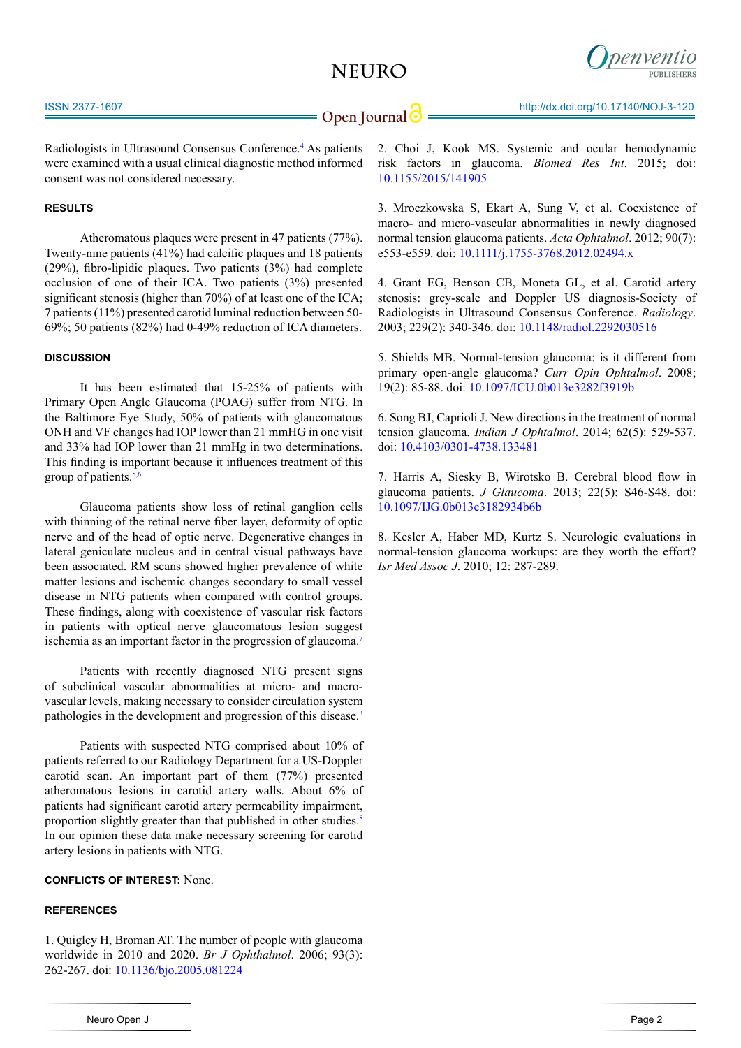Radiologists in Ultrasound Consensus Conference.[4] As patients were examined with a usual clinical diagnostic method informed consent was not considered necessary.

## RESULTS

Atheromatous plaques were present in 47 patients (77%). Twenty-nine patients (41%) had calcific plaques and 18 patients (29%), fibro-lipidic plaques. Two patients (3%) had complete occlusion of one of their ICA. Two patients (3%) presented significant stenosis (higher than 70%) of at least one of the ICA; 7 patients (11%) presented carotid luminal reduction between 50-69%; 50 patients (82%) had 0-49% reduction of ICA diameters.

## DISCUSSION

It has been estimated that 15-25% of patients with Primary Open Angle Glaucoma (POAG) suffer from NTG. In the Baltimore Eye Study, 50% of patients with glaucomatous ONH and VF changes had IOP lower than 21 mmHG in one visit and 33% had IOP lower than 21 mmHg in two determinations. This finding is important because it influences treatment of this group of patients.[5,6]

Glaucoma patients show loss of retinal ganglion cells with thinning of the retinal nerve fiber layer, deformity of optic nerve and of the head of optic nerve. Degenerative changes in lateral geniculate nucleus and in central visual pathways have been associated. RM scans showed higher prevalence of white matter lesions and ischemic changes secondary to small vessel disease in NTG patients when compared with control groups. These findings, along with coexistence of vascular risk factors in patients with optical nerve glaucomatous lesion suggest ischemia as an important factor in the progression of glaucoma.[7]

Patients with recently diagnosed NTG present signs of subclinical vascular abnormalities at micro- and macro-vascular levels, making necessary to consider circulation system pathologies in the development and progression of this disease.[3]

Patients with suspected NTG comprised about 10% of patients referred to our Radiology Department for a US-Doppler carotid scan. An important part of them (77%) presented atheromatous lesions in carotid artery walls. About 6% of patients had significant carotid artery permeability impairment, proportion slightly greater than that published in other studies.[8] In our opinion these data make necessary screening for carotid artery lesions in patients with NTG.

**CONFLICTS OF INTEREST:** None.

## REFERENCES

1. Quigley H, Broman AT. The number of people with glaucoma worldwide in 2010 and 2020. *Br J Ophthalmol*. 2006; 93(3): 262-267. doi: 10.1136/bjo.2005.081224

2. Choi J, Kook MS. Systemic and ocular hemodynamic risk factors in glaucoma. *Biomed Res Int*. 2015; doi: 10.1155/2015/141905

3. Mroczkowska S, Ekart A, Sung V, et al. Coexistence of macro- and micro-vascular abnormalities in newly diagnosed normal tension glaucoma patients. *Acta Ophtalmol*. 2012; 90(7): e553-e559. doi: 10.1111/j.1755-3768.2012.02494.x

4. Grant EG, Benson CB, Moneta GL, et al. Carotid artery stenosis: grey-scale and Doppler US diagnosis-Society of Radiologists in Ultrasound Consensus Conference. *Radiology*. 2003; 229(2): 340-346. doi: 10.1148/radiol.2292030516

5. Shields MB. Normal-tension glaucoma: is it different from primary open-angle glaucoma? *Curr Opin Ophtalmol*. 2008; 19(2): 85-88. doi: 10.1097/ICU.0b013e3282f3919b

6. Song BJ, Caprioli J. New directions in the treatment of normal tension glaucoma. *Indian J Ophtalmol*. 2014; 62(5): 529-537. doi: 10.4103/0301-4738.133481

7. Harris A, Siesky B, Wirotsko B. Cerebral blood flow in glaucoma patients. *J Glaucoma*. 2013; 22(5): S46-S48. doi: 10.1097/IJG.0b013e3182934b6b

8. Kesler A, Haber MD, Kurtz S. Neurologic evaluations in normal-tension glaucoma workups: are they worth the effort? *Isr Med Assoc J*. 2010; 12: 287-289.